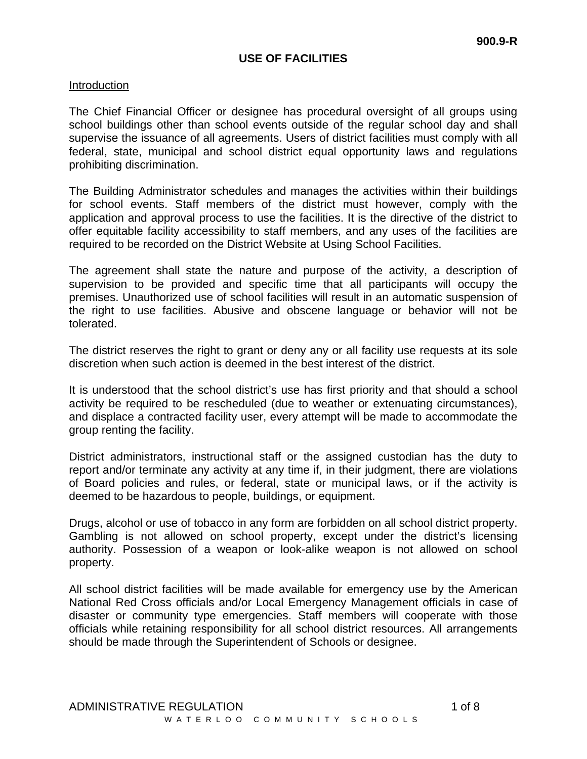900.9-R

# USE OF FACILITIES

## Introduction

The Chief Financial Officer or designee has procedural oversight of all groups using school buildings other than school events outside of the regular school day and shall supervise the issuance of all agreements. Users of district facilities must comply with all federal, state, municipal and school district equal opportunity laws and regulations prohibiting discrimination.

The Building Administrator schedules and manages the activities within their buildings for school events. Staff members of the district must however, comply with the application and approval process to use the facilities. It is the directive of the district to offer equitable facility accessibility to staff members, and any uses of the facilities are required to be recorded on the District Website at Using School Facilities.

The agreement shall state the nature and purpose of the activity, a description of supervision to be provided and specific time that all participants will occupy the premises. Unauthorized use of school facilities will result in an automatic suspension of the right to use facilities. Abusive and obscene language or behavior will not be tolerated.

The district reserves the right to grant or deny any or all facility use requests at its sole discretion when such action is deemed in the best interest of the district.

It is understood that the school district's use has first priority and that should a school activity be required to be rescheduled (due to weather or extenuating circumstances), and displace a contracted facility user, every attempt will be made to accommodate the group renting the facility.

District administrators, instructional staff or the assigned custodian has the duty to report and/or terminate any activity at any time if, in their judgment, there are violations of Board policies and rules, or federal, state or municipal laws, or if the activity is deemed to be hazardous to people, buildings, or equipment.

Drugs, alcohol or use of tobacco in any form are forbidden on all school district property. Gambling is not allowed on school property, except under the district's licensing authority. Possession of a weapon or look-alike weapon is not allowed on school property.

All school district facilities will be made available for emergency use by the American National Red Cross officials and/or Local Emergency Management officials in case of disaster or community type emergencies. Staff members will cooperate with those officials while retaining responsibility for all school district resources. All arrangements should be made through the Superintendent of Schools or designee.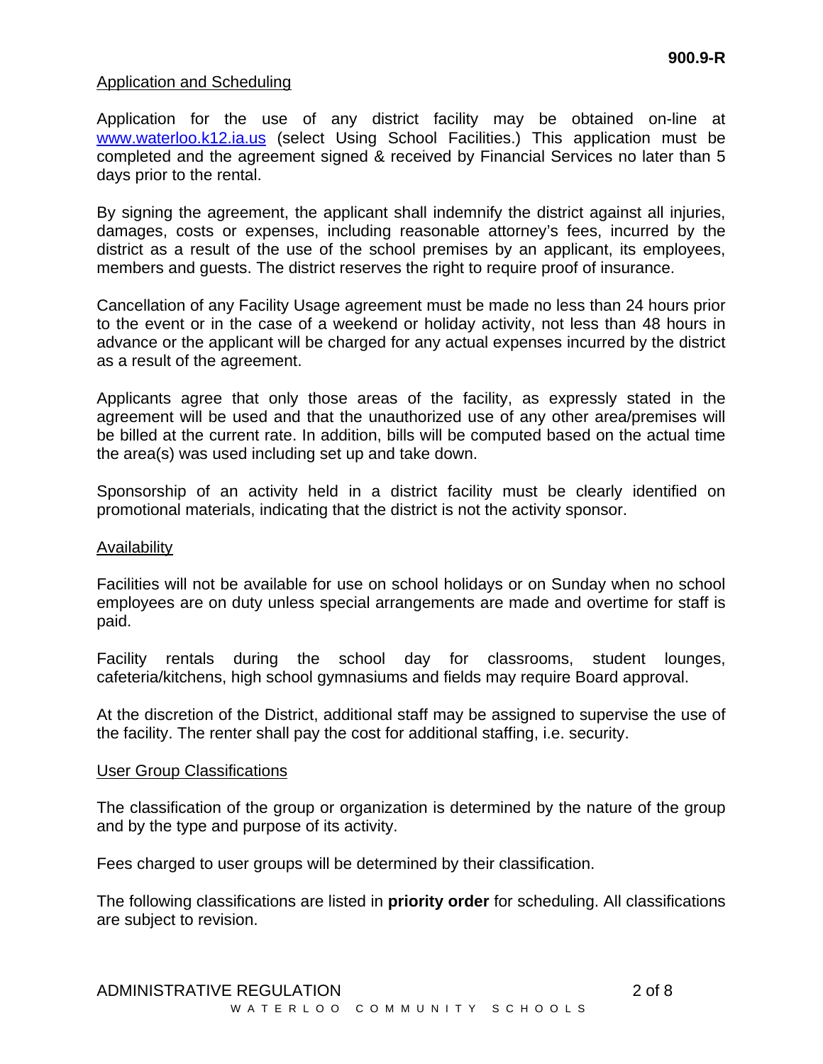## Application and Scheduling

Application for the use of any district facility may be obtained on-line at [www.waterloo.k12.ia.us](http://www.waterloo.k12.ia.us) (select Using School Facilities.) This application must be completed and the agreement signed & received by Financial Services no later than 5 days prior to the rental.

By signing the agreement, the applicant shall indemnify the district against all injuries, damages, costs or expenses, including reasonable attorney's fees, incurred by the district as a result of the use of the school premises by an applicant, its employees, members and guests. The district reserves the right to require proof of insurance.

Cancellation of any Facility Usage agreement must be made no less than 24 hours prior to the event or in the case of a weekend or holiday activity, not less than 48 hours in advance or the applicant will be charged for any actual expenses incurred by the district as a result of the agreement.

Applicants agree that only those areas of the facility, as expressly stated in the agreement will be used and that the unauthorized use of any other area/premises will be billed at the current rate. In addition, bills will be computed based on the actual time the area(s) was used including set up and take down.

Sponsorship of an activity held in a district facility must be clearly identified on promotional materials, indicating that the district is not the activity sponsor.

## Availability

Facilities will not be available for use on school holidays or on Sunday when no school employees are on duty unless special arrangements are made and overtime for staff is paid.

Facility rentals during the school day for classrooms, student lounges, cafeteria/kitchens, high school gymnasiums and fields may require Board approval.

At the discretion of the District, additional staff may be assigned to supervise the use of the facility. The renter shall pay the cost for additional staffing, i.e. security.

## User Group Classifications

The classification of the group or organization is determined by the nature of the group and by the type and purpose of its activity.

Fees charged to user groups will be determined by their classification.

The following classifications are listed in **priority order** for scheduling. All classifications are subject to revision.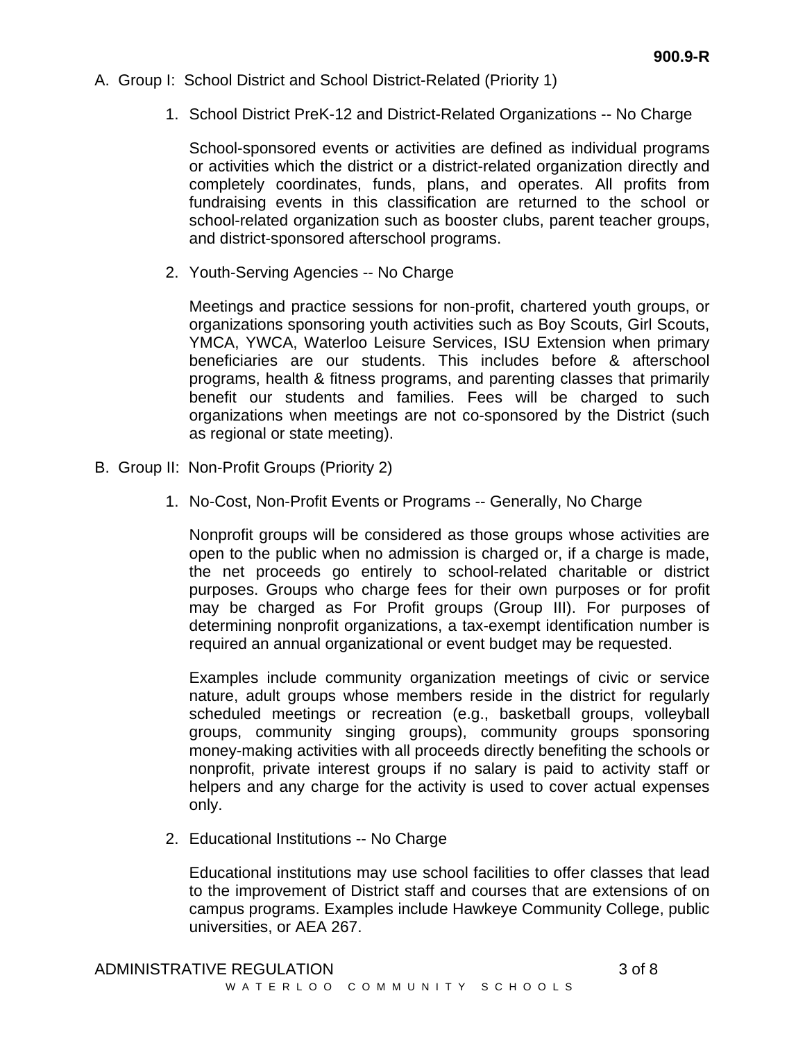A. Group I: School District and School District-Related (Priority 1)

1. School District PreK-12 and District-Related Organizations -- No Charge

   School-sponsored events or activities are defined as individual programs or activities which the district or a district-related organization directly and completely coordinates, funds, plans, and operates. All profits from fundraising events in this classification are returned to the school or school-related organization such as booster clubs, parent teacher groups, and district-sponsored afterschool programs.

2. Youth-Serving Agencies -- No Charge

   Meetings and practice sessions for non-profit, chartered youth groups, or organizations sponsoring youth activities such as Boy Scouts, Girl Scouts, YMCA, YWCA, Waterloo Leisure Services, ISU Extension when primary beneficiaries are our students. This includes before & afterschool programs, health & fitness programs, and parenting classes that primarily benefit our students and families. Fees will be charged to such organizations when meetings are not co-sponsored by the District (such as regional or state meeting).

B. Group II: Non-Profit Groups (Priority 2)

1. No-Cost, Non-Profit Events or Programs -- Generally, No Charge

   Nonprofit groups will be considered as those groups whose activities are open to the public when no admission is charged or, if a charge is made, the net proceeds go entirely to school-related charitable or district purposes. Groups who charge fees for their own purposes or for profit may be charged as For Profit groups (Group III). For purposes of determining nonprofit organizations, a tax-exempt identification number is required an annual organizational or event budget may be requested.

   Examples include community organization meetings of civic or service nature, adult groups whose members reside in the district for regularly scheduled meetings or recreation (e.g., basketball groups, volleyball groups, community singing groups), community groups sponsoring money-making activities with all proceeds directly benefiting the schools or nonprofit, private interest groups if no salary is paid to activity staff or helpers and any charge for the activity is used to cover actual expenses only.

2. Educational Institutions -- No Charge

   Educational institutions may use school facilities to offer classes that lead to the improvement of District staff and courses that are extensions of on campus programs. Examples include Hawkeye Community College, public universities, or AEA 267.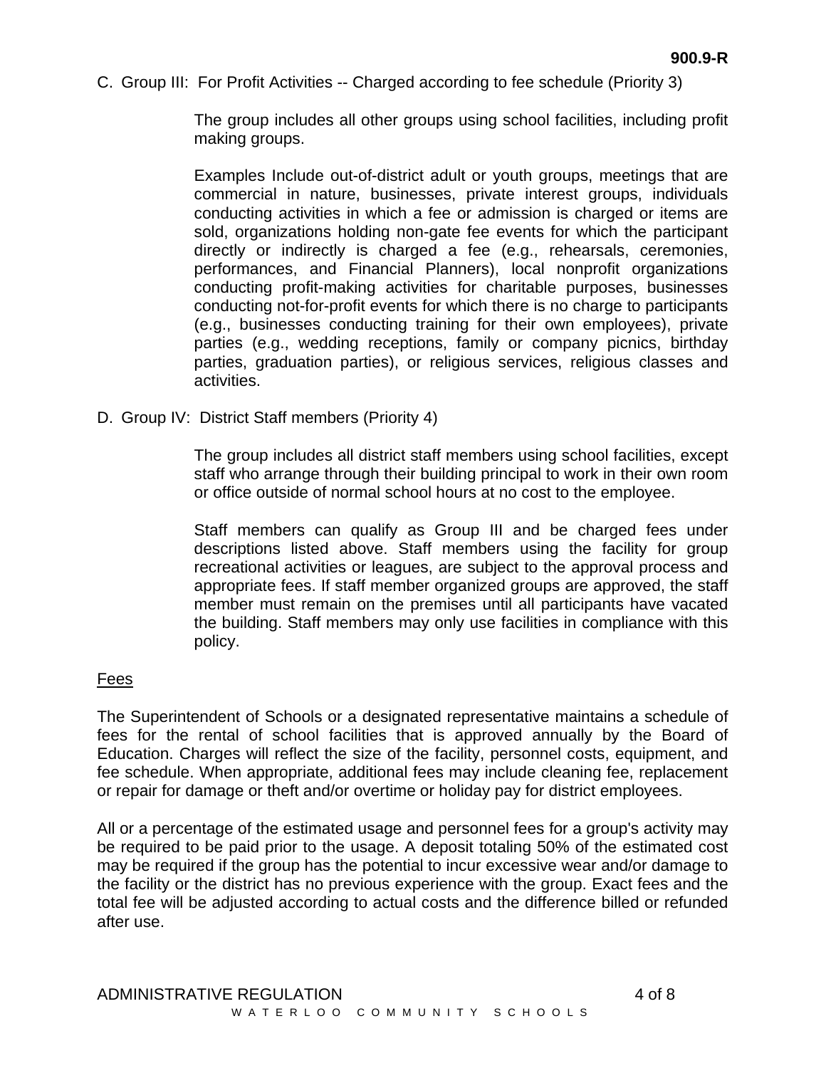C. Group III: For Profit Activities -- Charged according to fee schedule (Priority 3)

The group includes all other groups using school facilities, including profit making groups.

Examples Include out-of-district adult or youth groups, meetings that are commercial in nature, businesses, private interest groups, individuals conducting activities in which a fee or admission is charged or items are sold, organizations holding non-gate fee events for which the participant directly or indirectly is charged a fee (e.g., rehearsals, ceremonies, performances, and Financial Planners), local nonprofit organizations conducting profit-making activities for charitable purposes, businesses conducting not-for-profit events for which there is no charge to participants (e.g., businesses conducting training for their own employees), private parties (e.g., wedding receptions, family or company picnics, birthday parties, graduation parties), or religious services, religious classes and activities.

D. Group IV: District Staff members (Priority 4)

The group includes all district staff members using school facilities, except staff who arrange through their building principal to work in their own room or office outside of normal school hours at no cost to the employee.

Staff members can qualify as Group III and be charged fees under descriptions listed above. Staff members using the facility for group recreational activities or leagues, are subject to the approval process and appropriate fees. If staff member organized groups are approved, the staff member must remain on the premises until all participants have vacated the building. Staff members may only use facilities in compliance with this policy.

Fees

The Superintendent of Schools or a designated representative maintains a schedule of fees for the rental of school facilities that is approved annually by the Board of Education. Charges will reflect the size of the facility, personnel costs, equipment, and fee schedule. When appropriate, additional fees may include cleaning fee, replacement or repair for damage or theft and/or overtime or holiday pay for district employees.

All or a percentage of the estimated usage and personnel fees for a group's activity may be required to be paid prior to the usage. A deposit totaling 50% of the estimated cost may be required if the group has the potential to incur excessive wear and/or damage to the facility or the district has no previous experience with the group. Exact fees and the total fee will be adjusted according to actual costs and the difference billed or refunded after use.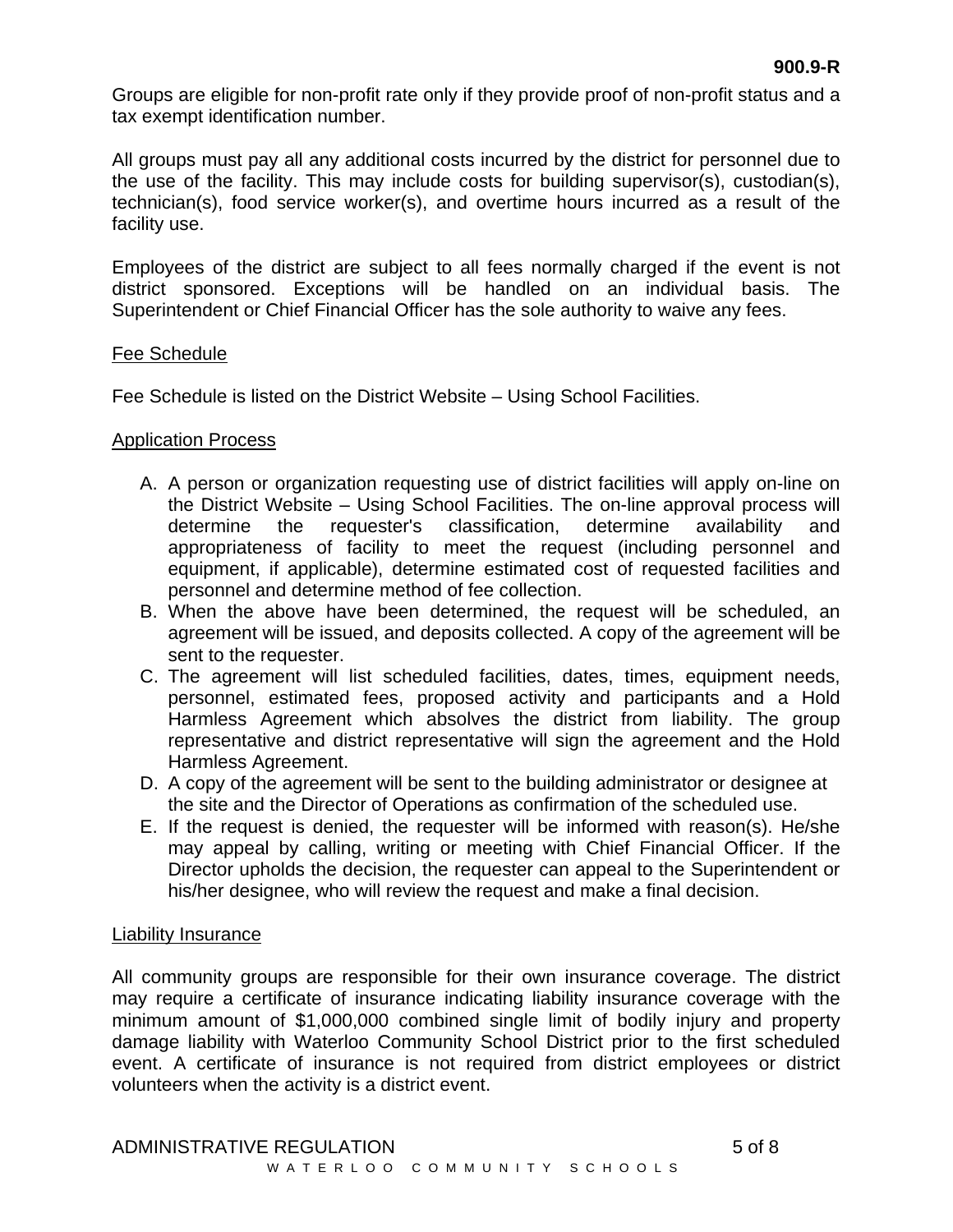Groups are eligible for non-profit rate only if they provide proof of non-profit status and a tax exempt identification number.

All groups must pay all any additional costs incurred by the district for personnel due to the use of the facility. This may include costs for building supervisor(s), custodian(s), technician(s), food service worker(s), and overtime hours incurred as a result of the facility use.

Employees of the district are subject to all fees normally charged if the event is not district sponsored. Exceptions will be handled on an individual basis. The Superintendent or Chief Financial Officer has the sole authority to waive any fees.

## Fee Schedule

Fee Schedule is listed on the District Website – Using School Facilities.

## Application Process

A. A person or organization requesting use of district facilities will apply on-line on the District Website – Using School Facilities. The on-line approval process will determine the requester's classification, determine availability and appropriateness of facility to meet the request (including personnel and equipment, if applicable), determine estimated cost of requested facilities and personnel and determine method of fee collection.
B. When the above have been determined, the request will be scheduled, an agreement will be issued, and deposits collected. A copy of the agreement will be sent to the requester.
C. The agreement will list scheduled facilities, dates, times, equipment needs, personnel, estimated fees, proposed activity and participants and a Hold Harmless Agreement which absolves the district from liability. The group representative and district representative will sign the agreement and the Hold Harmless Agreement.
D. A copy of the agreement will be sent to the building administrator or designee at the site and the Director of Operations as confirmation of the scheduled use.
E. If the request is denied, the requester will be informed with reason(s). He/she may appeal by calling, writing or meeting with Chief Financial Officer. If the Director upholds the decision, the requester can appeal to the Superintendent or his/her designee, who will review the request and make a final decision.

## Liability Insurance

All community groups are responsible for their own insurance coverage. The district may require a certificate of insurance indicating liability insurance coverage with the minimum amount of $1,000,000 combined single limit of bodily injury and property damage liability with Waterloo Community School District prior to the first scheduled event. A certificate of insurance is not required from district employees or district volunteers when the activity is a district event.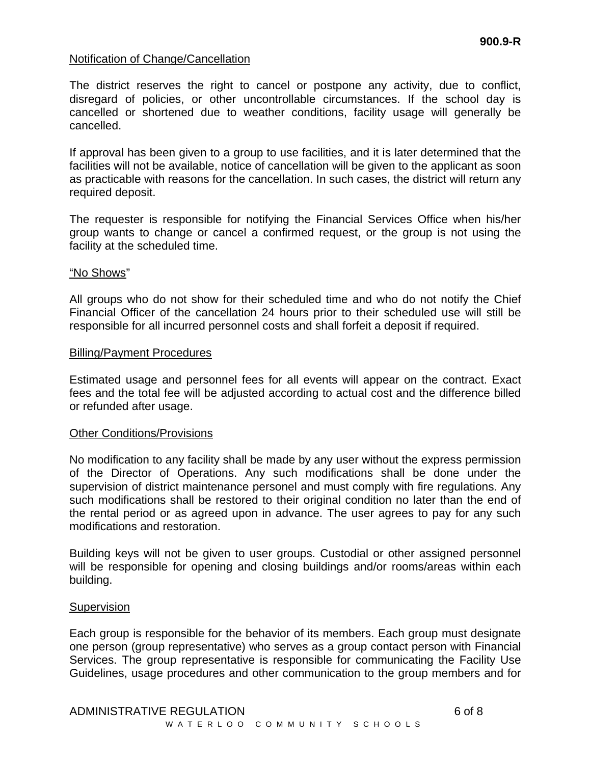Notification of Change/Cancellation

The district reserves the right to cancel or postpone any activity, due to conflict, disregard of policies, or other uncontrollable circumstances. If the school day is cancelled or shortened due to weather conditions, facility usage will generally be cancelled.

If approval has been given to a group to use facilities, and it is later determined that the facilities will not be available, notice of cancellation will be given to the applicant as soon as practicable with reasons for the cancellation. In such cases, the district will return any required deposit.

The requester is responsible for notifying the Financial Services Office when his/her group wants to change or cancel a confirmed request, or the group is not using the facility at the scheduled time.

"No Shows"

All groups who do not show for their scheduled time and who do not notify the Chief Financial Officer of the cancellation 24 hours prior to their scheduled use will still be responsible for all incurred personnel costs and shall forfeit a deposit if required.

Billing/Payment Procedures

Estimated usage and personnel fees for all events will appear on the contract. Exact fees and the total fee will be adjusted according to actual cost and the difference billed or refunded after usage.

Other Conditions/Provisions

No modification to any facility shall be made by any user without the express permission of the Director of Operations. Any such modifications shall be done under the supervision of district maintenance personel and must comply with fire regulations. Any such modifications shall be restored to their original condition no later than the end of the rental period or as agreed upon in advance. The user agrees to pay for any such modifications and restoration.

Building keys will not be given to user groups. Custodial or other assigned personnel will be responsible for opening and closing buildings and/or rooms/areas within each building.

Supervision

Each group is responsible for the behavior of its members. Each group must designate one person (group representative) who serves as a group contact person with Financial Services. The group representative is responsible for communicating the Facility Use Guidelines, usage procedures and other communication to the group members and for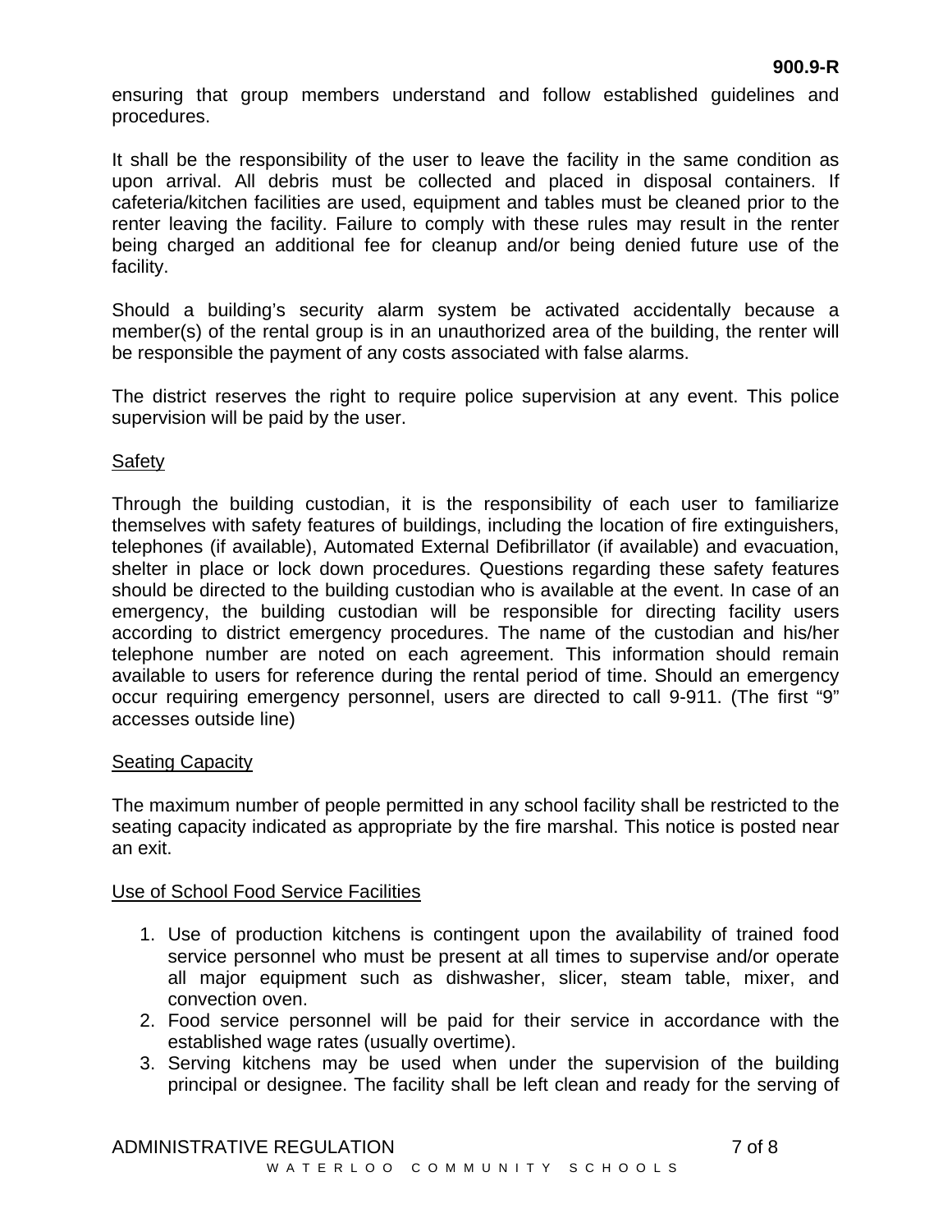ensuring that group members understand and follow established guidelines and procedures.

It shall be the responsibility of the user to leave the facility in the same condition as upon arrival. All debris must be collected and placed in disposal containers. If cafeteria/kitchen facilities are used, equipment and tables must be cleaned prior to the renter leaving the facility. Failure to comply with these rules may result in the renter being charged an additional fee for cleanup and/or being denied future use of the facility.

Should a building's security alarm system be activated accidentally because a member(s) of the rental group is in an unauthorized area of the building, the renter will be responsible the payment of any costs associated with false alarms.

The district reserves the right to require police supervision at any event. This police supervision will be paid by the user.

<u>Safety</u>

Through the building custodian, it is the responsibility of each user to familiarize themselves with safety features of buildings, including the location of fire extinguishers, telephones (if available), Automated External Defibrillator (if available) and evacuation, shelter in place or lock down procedures. Questions regarding these safety features should be directed to the building custodian who is available at the event. In case of an emergency, the building custodian will be responsible for directing facility users according to district emergency procedures. The name of the custodian and his/her telephone number are noted on each agreement. This information should remain available to users for reference during the rental period of time. Should an emergency occur requiring emergency personnel, users are directed to call 9-911. (The first "9" accesses outside line)

<u>Seating Capacity</u>

The maximum number of people permitted in any school facility shall be restricted to the seating capacity indicated as appropriate by the fire marshal. This notice is posted near an exit.

<u>Use of School Food Service Facilities</u>

1. Use of production kitchens is contingent upon the availability of trained food service personnel who must be present at all times to supervise and/or operate all major equipment such as dishwasher, slicer, steam table, mixer, and convection oven.
2. Food service personnel will be paid for their service in accordance with the established wage rates (usually overtime).
3. Serving kitchens may be used when under the supervision of the building principal or designee. The facility shall be left clean and ready for the serving of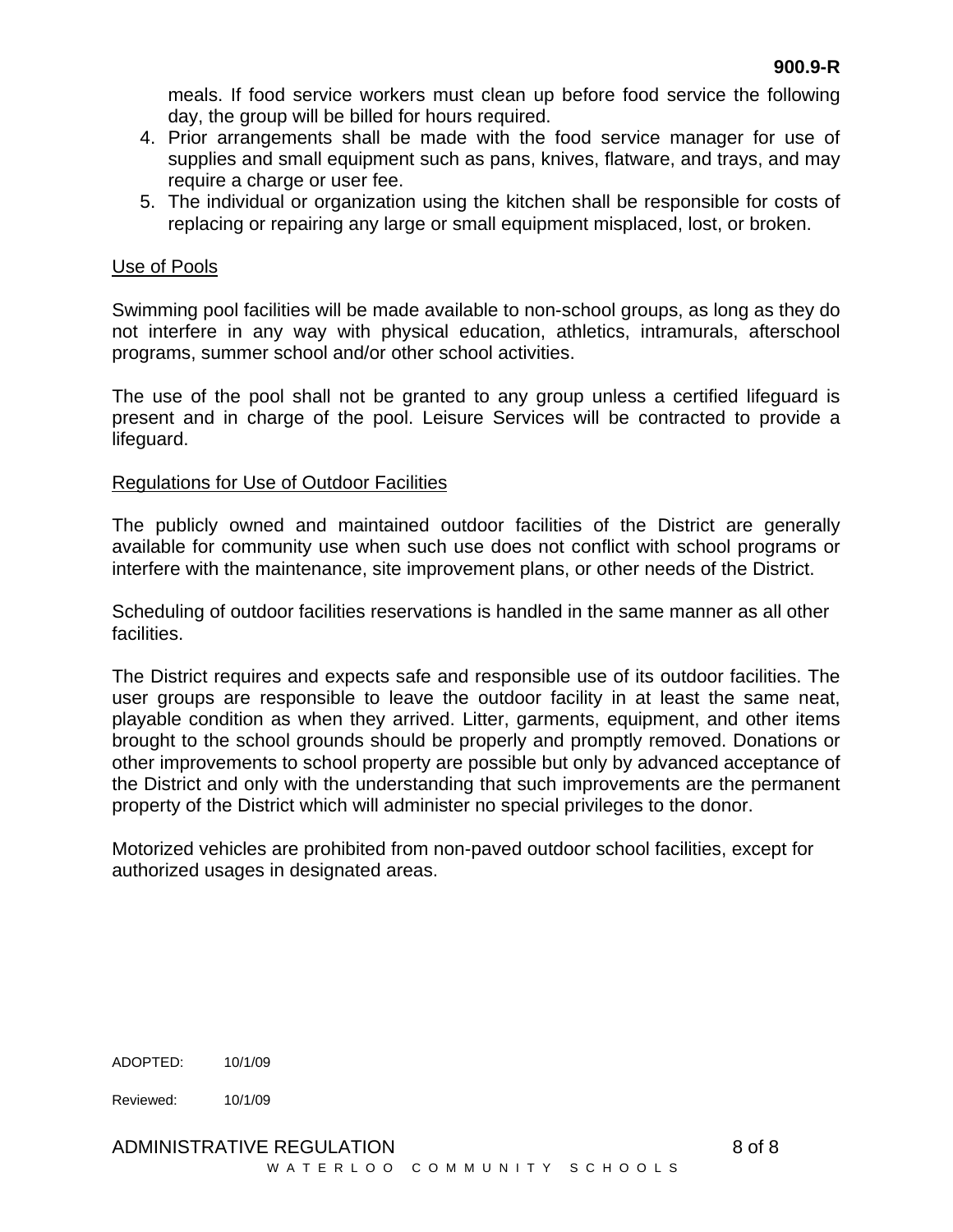meals. If food service workers must clean up before food service the following day, the group will be billed for hours required.

4. Prior arrangements shall be made with the food service manager for use of supplies and small equipment such as pans, knives, flatware, and trays, and may require a charge or user fee.
5. The individual or organization using the kitchen shall be responsible for costs of replacing or repairing any large or small equipment misplaced, lost, or broken.

## Use of Pools

Swimming pool facilities will be made available to non-school groups, as long as they do not interfere in any way with physical education, athletics, intramurals, afterschool programs, summer school and/or other school activities.

The use of the pool shall not be granted to any group unless a certified lifeguard is present and in charge of the pool. Leisure Services will be contracted to provide a lifeguard.

## Regulations for Use of Outdoor Facilities

The publicly owned and maintained outdoor facilities of the District are generally available for community use when such use does not conflict with school programs or interfere with the maintenance, site improvement plans, or other needs of the District.

Scheduling of outdoor facilities reservations is handled in the same manner as all other facilities.

The District requires and expects safe and responsible use of its outdoor facilities. The user groups are responsible to leave the outdoor facility in at least the same neat, playable condition as when they arrived. Litter, garments, equipment, and other items brought to the school grounds should be properly and promptly removed. Donations or other improvements to school property are possible but only by advanced acceptance of the District and only with the understanding that such improvements are the permanent property of the District which will administer no special privileges to the donor.

Motorized vehicles are prohibited from non-paved outdoor school facilities, except for authorized usages in designated areas.

ADOPTED: 10/1/09

Reviewed: 10/1/09